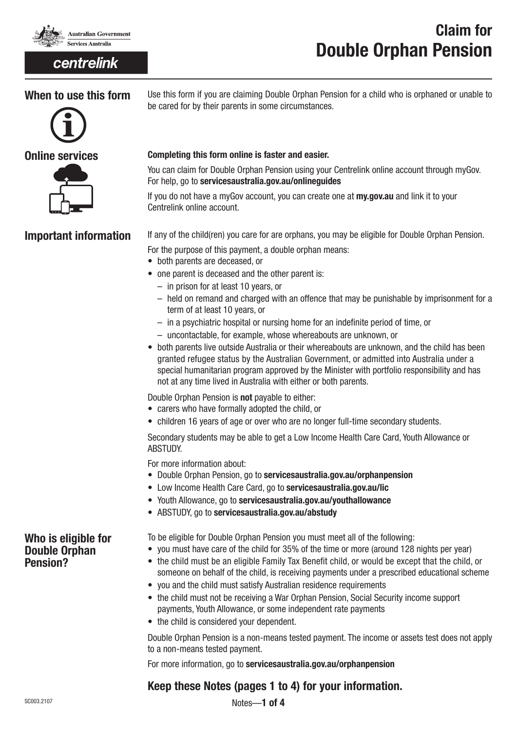Australian Government
Services Australia

centrelink

# Claim for Double Orphan Pension

## When to use this form

Use this form if you are claiming Double Orphan Pension for a child who is orphaned or unable to be cared for by their parents in some circumstances.

## Online services

**Completing this form online is faster and easier.**

You can claim for Double Orphan Pension using your Centrelink online account through myGov. For help, go to **servicesaustralia.gov.au/onlineguides**

If you do not have a myGov account, you can create one at **my.gov.au** and link it to your Centrelink online account.

## Important information

If any of the child(ren) you care for are orphans, you may be eligible for Double Orphan Pension.

For the purpose of this payment, a double orphan means:

- both parents are deceased, or
- one parent is deceased and the other parent is:
  - in prison for at least 10 years, or
  - held on remand and charged with an offence that may be punishable by imprisonment for a term of at least 10 years, or
  - in a psychiatric hospital or nursing home for an indefinite period of time, or
  - uncontactable, for example, whose whereabouts are unknown, or
- both parents live outside Australia or their whereabouts are unknown, and the child has been granted refugee status by the Australian Government, or admitted into Australia under a special humanitarian program approved by the Minister with portfolio responsibility and has not at any time lived in Australia with either or both parents.

Double Orphan Pension is **not** payable to either:

- carers who have formally adopted the child, or
- children 16 years of age or over who are no longer full-time secondary students.

Secondary students may be able to get a Low Income Health Care Card, Youth Allowance or ABSTUDY.

For more information about:

- Double Orphan Pension, go to **servicesaustralia.gov.au/orphanpension**
- Low Income Health Care Card, go to **servicesaustralia.gov.au/lic**
- Youth Allowance, go to **servicesaustralia.gov.au/youthallowance**
- ABSTUDY, go to **servicesaustralia.gov.au/abstudy**

## Who is eligible for Double Orphan Pension?

To be eligible for Double Orphan Pension you must meet all of the following:

- you must have care of the child for 35% of the time or more (around 128 nights per year)
- the child must be an eligible Family Tax Benefit child, or would be except that the child, or someone on behalf of the child, is receiving payments under a prescribed educational scheme
- you and the child must satisfy Australian residence requirements
- the child must not be receiving a War Orphan Pension, Social Security income support payments, Youth Allowance, or some independent rate payments
- the child is considered your dependent.

Double Orphan Pension is a non-means tested payment. The income or assets test does not apply to a non-means tested payment.

For more information, go to **servicesaustralia.gov.au/orphanpension**

### Keep these Notes (pages 1 to 4) for your information.

SC003.2107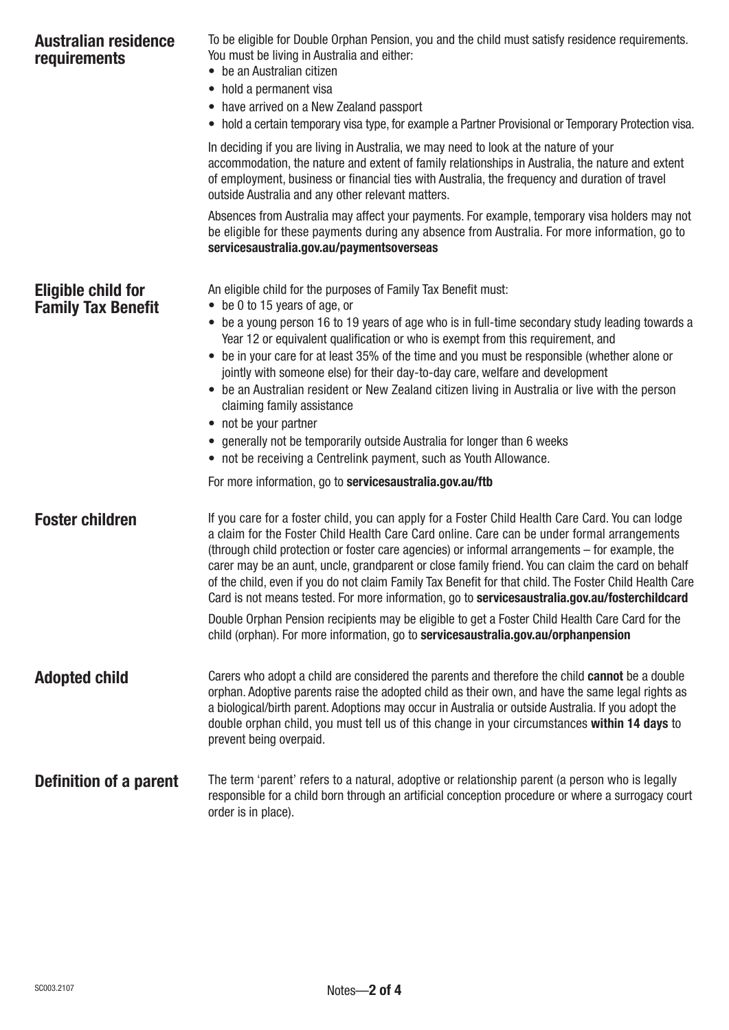## Australian residence requirements

To be eligible for Double Orphan Pension, you and the child must satisfy residence requirements. You must be living in Australia and either:

- be an Australian citizen
- hold a permanent visa
- have arrived on a New Zealand passport
- hold a certain temporary visa type, for example a Partner Provisional or Temporary Protection visa.

In deciding if you are living in Australia, we may need to look at the nature of your accommodation, the nature and extent of family relationships in Australia, the nature and extent of employment, business or financial ties with Australia, the frequency and duration of travel outside Australia and any other relevant matters.

Absences from Australia may affect your payments. For example, temporary visa holders may not be eligible for these payments during any absence from Australia. For more information, go to **servicesaustralia.gov.au/paymentsoverseas**

## Eligible child for Family Tax Benefit

An eligible child for the purposes of Family Tax Benefit must:

- be 0 to 15 years of age, or
- be a young person 16 to 19 years of age who is in full-time secondary study leading towards a Year 12 or equivalent qualification or who is exempt from this requirement, and
- be in your care for at least 35% of the time and you must be responsible (whether alone or jointly with someone else) for their day-to-day care, welfare and development
- be an Australian resident or New Zealand citizen living in Australia or live with the person claiming family assistance
- not be your partner
- generally not be temporarily outside Australia for longer than 6 weeks
- not be receiving a Centrelink payment, such as Youth Allowance.

For more information, go to **servicesaustralia.gov.au/ftb**

## Foster children

If you care for a foster child, you can apply for a Foster Child Health Care Card. You can lodge a claim for the Foster Child Health Care Card online. Care can be under formal arrangements (through child protection or foster care agencies) or informal arrangements – for example, the carer may be an aunt, uncle, grandparent or close family friend. You can claim the card on behalf of the child, even if you do not claim Family Tax Benefit for that child. The Foster Child Health Care Card is not means tested. For more information, go to **servicesaustralia.gov.au/fosterchildcard**

Double Orphan Pension recipients may be eligible to get a Foster Child Health Care Card for the child (orphan). For more information, go to **servicesaustralia.gov.au/orphanpension**

## Adopted child

Carers who adopt a child are considered the parents and therefore the child **cannot** be a double orphan. Adoptive parents raise the adopted child as their own, and have the same legal rights as a biological/birth parent. Adoptions may occur in Australia or outside Australia. If you adopt the double orphan child, you must tell us of this change in your circumstances **within 14 days** to prevent being overpaid.

## Definition of a parent

The term 'parent' refers to a natural, adoptive or relationship parent (a person who is legally responsible for a child born through an artificial conception procedure or where a surrogacy court order is in place).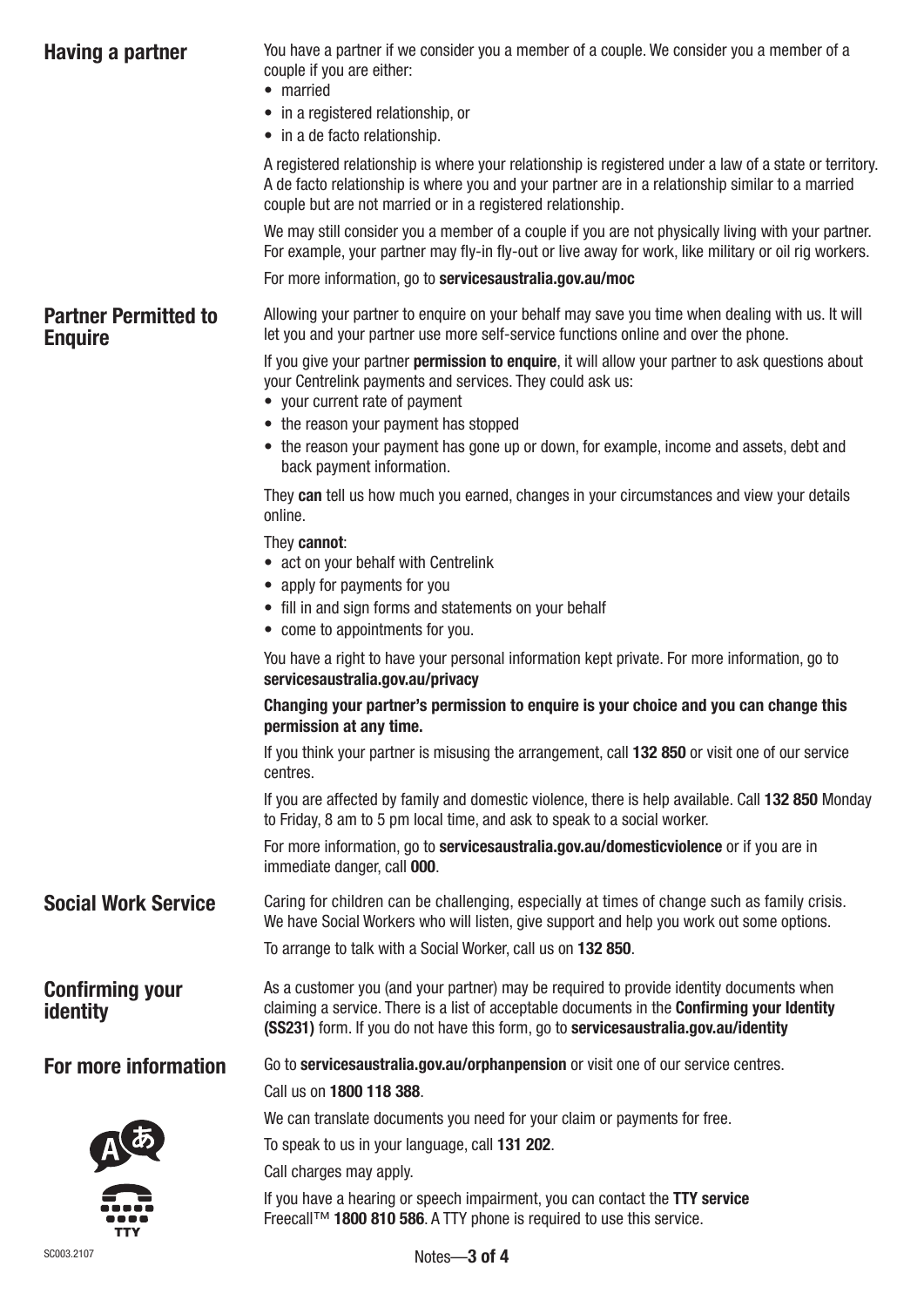## Having a partner

You have a partner if we consider you a member of a couple. We consider you a member of a couple if you are either:

- married
- in a registered relationship, or
- in a de facto relationship.

A registered relationship is where your relationship is registered under a law of a state or territory. A de facto relationship is where you and your partner are in a relationship similar to a married couple but are not married or in a registered relationship.

We may still consider you a member of a couple if you are not physically living with your partner. For example, your partner may fly-in fly-out or live away for work, like military or oil rig workers.

For more information, go to **servicesaustralia.gov.au/moc**

## Partner Permitted to Enquire

Allowing your partner to enquire on your behalf may save you time when dealing with us. It will let you and your partner use more self-service functions online and over the phone.

If you give your partner **permission to enquire**, it will allow your partner to ask questions about your Centrelink payments and services. They could ask us:

- your current rate of payment
- the reason your payment has stopped
- the reason your payment has gone up or down, for example, income and assets, debt and back payment information.

They **can** tell us how much you earned, changes in your circumstances and view your details online.

They **cannot**:

- act on your behalf with Centrelink
- apply for payments for you
- fill in and sign forms and statements on your behalf
- come to appointments for you.

You have a right to have your personal information kept private. For more information, go to **servicesaustralia.gov.au/privacy**

**Changing your partner's permission to enquire is your choice and you can change this permission at any time.**

If you think your partner is misusing the arrangement, call **132 850** or visit one of our service centres.

If you are affected by family and domestic violence, there is help available. Call **132 850** Monday to Friday, 8 am to 5 pm local time, and ask to speak to a social worker.

For more information, go to **servicesaustralia.gov.au/domesticviolence** or if you are in immediate danger, call **000**.

## Social Work Service

Caring for children can be challenging, especially at times of change such as family crisis. We have Social Workers who will listen, give support and help you work out some options.

To arrange to talk with a Social Worker, call us on **132 850**.

## Confirming your identity

As a customer you (and your partner) may be required to provide identity documents when claiming a service. There is a list of acceptable documents in the **Confirming your Identity (SS231)** form. If you do not have this form, go to **servicesaustralia.gov.au/identity**

## For more information

Go to **servicesaustralia.gov.au/orphanpension** or visit one of our service centres.

Call us on **1800 118 388**.

We can translate documents you need for your claim or payments for free.

To speak to us in your language, call **131 202**.

Call charges may apply.

If you have a hearing or speech impairment, you can contact the **TTY service** Freecall™ **1800 810 586**. A TTY phone is required to use this service.

SC003.2107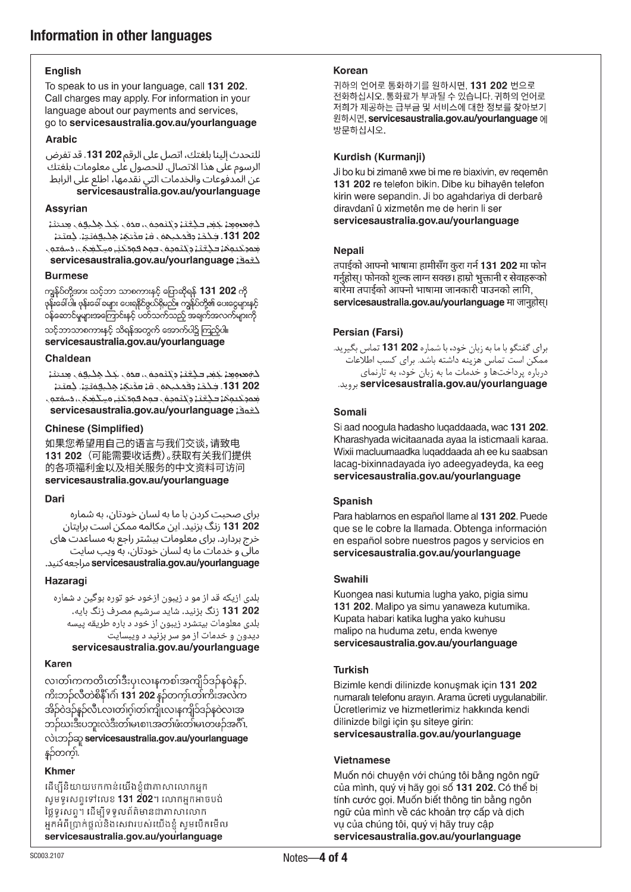## Information in other languages

### English

To speak to us in your language, call **131 202**. Call charges may apply. For information in your language about our payments and services, go to **servicesaustralia.gov.au/yourlanguage**

### Arabic

للتحدث إلينا بلغتك، اتصل على الرقم **131 202**. قد تفرض الرسوم على هذا الاتصال. للحصول على معلومات بلغتك عن المدفوعات والخدمات التي نقدمها، اطلع على الرابط **servicesaustralia.gov.au/yourlanguage**

### Assyrian

ܠܡܡܠܠܘܬܐ ܥܡܢ ܒܠܫܢܐ ܕܝܘܟܘܢ، ܩܪܘ ܥܠ ܡܢܝܢܐ **131 202**. ܐܓܪ̈ܐ ܕܩܪܝܬܐ ܡܨܝܐ ܕܗܘܝ ܫܩܝܠܐ. ܠܡܫܟܚܬܐ ܕܡܘܕܥܢܘܬܐ ܒܠܫܢܐ ܕܝܘܟܘܢ ܥܠ ܦܘܪ̈ܥܢܐ ܘܬܫܡܫ̈ܬܐ ܕܝܠܢ، ܙܘܠܘ ܠ **servicesaustralia.gov.au/yourlanguage**

### Burmese

ကျွန်ုပ်တို့အား သင့်ဘာသာစကားနှင့် ပြောဆိုရန် **131 202** ကို ဖုန်းခေါ်ပါ။ ဖုန်းခေါ်ခများ ပေးရနိုင်ဖွယ်ရှိပါသည်။ ကျွန်ုပ်တို့၏ ပေးငွေများနှင့် ဝန်ဆောင်မှုများအကြောင်းနှင့် ပတ်သက်သည့် အချက်အလက်များကို သင့်ဘာသာစကားနှင့် သိရန်အတွက် အောက်ပါသို့ ကြည့်ပါ။ **servicesaustralia.gov.au/yourlanguage**

### Chaldean

ܠܡܡܠܠܘܬܐ ܥܡܢ ܒܠܫܢܐ ܕܝܘܟܘܢ، ܩܪܘ ܥܠ ܡܢܝܢܐ **131 202**. ܐܓܪ̈ܐ ܕܩܪܝܬܐ ܡܨܝܐ ܕܗܘܝ ܫܩܝܠܐ. ܠܡܫܟܚܬܐ ܕܡܘܕܥܢܘܬܐ ܒܠܫܢܐ ܕܝܘܟܘܢ ܥܠ ܦܘܪ̈ܥܢܐ ܘܬܫܡܫ̈ܬܐ ܕܝܠܢ، ܙܘܠܘ ܠ **servicesaustralia.gov.au/yourlanguage**

### Chinese (Simplified)

如果您希望用自己的语言与我们交谈，请致电 **131 202**（可能需要收话费）。获取有关我们提供的各项福利金以及相关服务的中文资料可访问 **servicesaustralia.gov.au/yourlanguage**

### Dari

برای صحبت کردن با ما به لسان خودتان، به شماره **131 202** زنگ بزنید. این مکالمه ممکن است برایتان خرج بردارد. برای معلومات بیشتر راجع به مساعدت های مالی و خدمات ما به لسان خودتان، به ویب سایت **servicesaustralia.gov.au/yourlanguage** مراجعه کنید.

### Hazaragi

بلدی ازیکه قد از مو د زیبون ازخود خو توره بوگین د شماره **131 202** زنگ بزنید. شاید سرشیم مصرف زنگ بایه. بلدی معلومات بیتشرد زیبون از خود د باره طریقه پیسه دیدون و خدمات از مو سر بزنید د ویبسایت **servicesaustralia.gov.au/yourlanguage**

### Karen

လၢတၢ်ကကတိၤတၢ်ဒီးပှၤလၢနကစၢ်အကျိာ်ဒဉ်နဝဲန့ၣ်, ကိးဘဉ်လီတဲစိနီၣ်ဂံၢ် **131 202** န့ၣ်တက့ၢ်.တၢ်ကိးအလဲက အိၣ်ဝဲဒဉ်နှဉ်လီၤ.လၢတၢ်ဂ့ၢ်တၢ်ကျိၤလၢနကျိာ်ဒဉ်နဝဲလၢအ ဘဉ်ဃးဒီးပဘူးလဲဒီးတၢ်မၤစၢၤအတၢ်ဖံးတၢ်မၤတဖၣ်အဂီၢ်, လဲၤဘဉ်ဆူ **servicesaustralia.gov.au/yourlanguage** န့ၣ်တက့ၢ်.

### Khmer

ដើម្បីនិយាយមកកាន់យើងខ្ញុំជាភាសាលោកអ្នក សូមទូរសព្ទទៅលេខ **131 202**។ លោកអ្នកអាចបង់ថ្លៃទូរសព្ទ។ ដើម្បីទទួលព័ត៌មានជាភាសាលោកអ្នកអំពីប្រាក់ផ្តល់និងសេវារបស់យើងខ្ញុំ សូមបើកមើល **servicesaustralia.gov.au/yourlanguage**

### Korean

귀하의 언어로 통화하기를 원하시면, **131 202** 번으로 전화하십시오. 통화료가 부과될 수 있습니다. 귀하의 언어로 저희가 제공하는 급부금 및 서비스에 대한 정보를 찾아보기 원하시면, **servicesaustralia.gov.au/yourlanguage** 에 방문하십시오.

### Kurdish (Kurmanji)

Ji bo ku bi zimanê xwe bi me re biaxivin, ev reqemên **131 202** re telefon bikin. Dibe ku bihayên telefon kirin were sepandin. Ji bo agahdariya di derbarê diravdanî û xizmetên me de herin li ser **servicesaustralia.gov.au/yourlanguage**

### Nepali

तपाईको आफ्नो भाषामा हामीसँग कुरा गर्न **131 202** मा फोन गर्नुहोस्। फोनको शुल्क लाग्न सक्छ। हाम्रो भुक्तानी र सेवाहरूको बारेमा तपाईको आफ्नो भाषामा जानकारी पाउनको लागि, **servicesaustralia.gov.au/yourlanguage** मा जानुहोस्।

### Persian (Farsi)

برای گفتگو با ما به زبان خود، با شماره **131 202** تماس بگیرید. ممکن است تماس هزینه داشته باشد. برای کسب اطلاعات درباره پرداخت‌ها و خدمات ما به زبان خود، به تارنمای **servicesaustralia.gov.au/yourlanguage** بروید.

### Somali

Si aad noogula hadasho luqaddaada, wac **131 202**. Kharashyada wicitaanada ayaa la isticmaali karaa. Wixii macluumaadka luqaddaada ah ee ku saabsan lacag-bixinnadayada iyo adeegyadeyda, ka eeg **servicesaustralia.gov.au/yourlanguage**

### Spanish

Para hablarnos en español llame al **131 202**. Puede que se le cobre la llamada. Obtenga información en español sobre nuestros pagos y servicios en **servicesaustralia.gov.au/yourlanguage**

### Swahili

Kuongea nasi kutumia lugha yako, pigia simu **131 202**. Malipo ya simu yanaweza kutumika. Kupata habari katika lugha yako kuhusu malipo na huduma zetu, enda kwenye **servicesaustralia.gov.au/yourlanguage**

### Turkish

Bizimle kendi dilinizde konuşmak için **131 202** numaralı telefonu arayın. Arama ücreti uygulanabilir. Ücretlerimiz ve hizmetlerimiz hakkında kendi dilinizde bilgi için şu siteye girin: **servicesaustralia.gov.au/yourlanguage**

### Vietnamese

Muốn nói chuyện với chúng tôi bằng ngôn ngữ của mình, quý vị hãy gọi số **131 202**. Có thể bị tính cước gọi. Muốn biết thông tin bằng ngôn ngữ của mình về các khoản trợ cấp và dịch vụ của chúng tôi, quý vị hãy truy cập **servicesaustralia.gov.au/yourlanguage**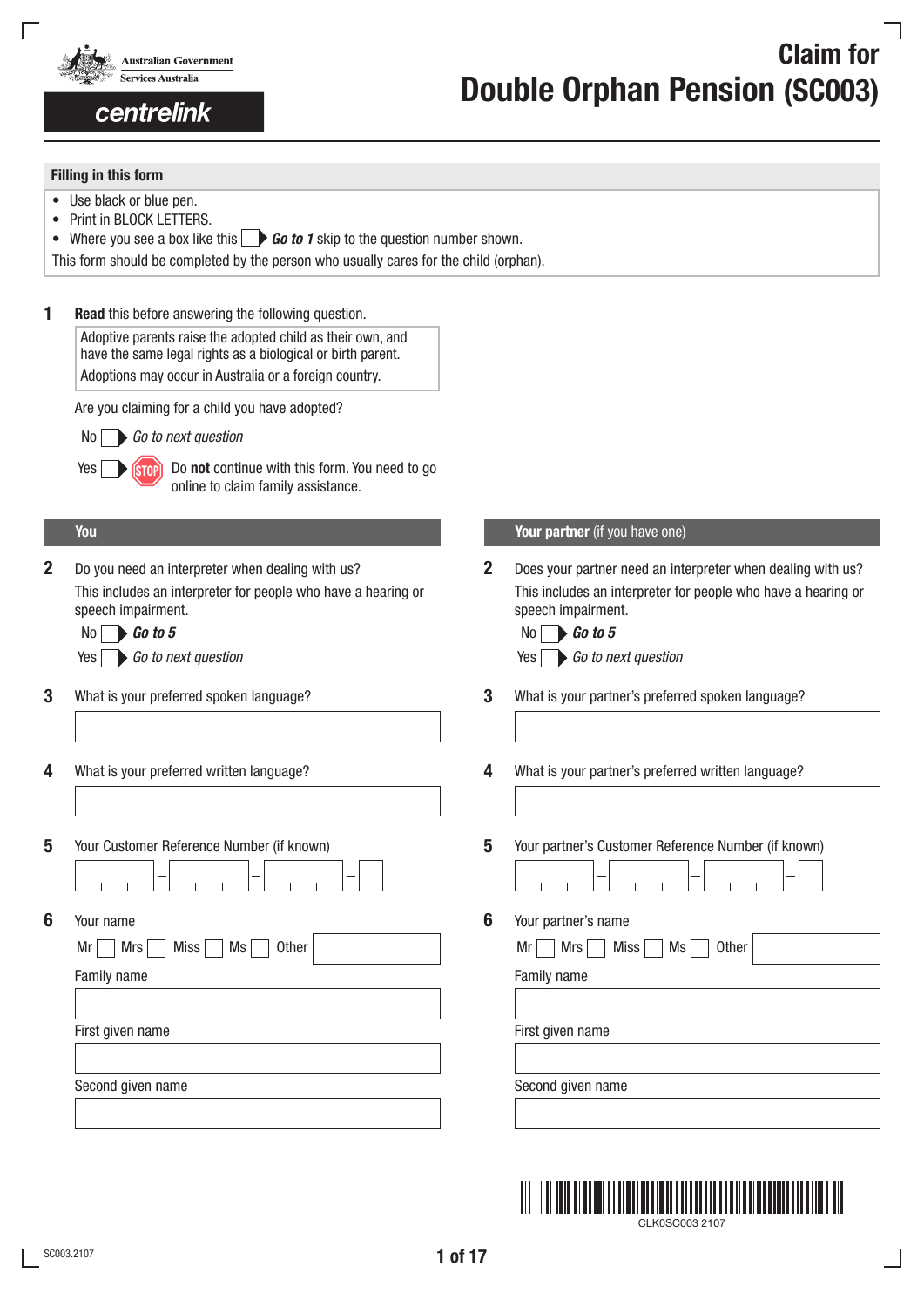Australian Government
Services Australia

centrelink

# Claim for Double Orphan Pension (SC003)

## Filling in this form

- Use black or blue pen.
- Print in BLOCK LETTERS.
- Where you see a box like this ☐ ▶ ***Go to 1*** skip to the question number shown.

This form should be completed by the person who usually cares for the child (orphan).

**1** **Read** this before answering the following question.

> Adoptive parents raise the adopted child as their own, and have the same legal rights as a biological or birth parent.
>
> Adoptions may occur in Australia or a foreign country.

Are you claiming for a child you have adopted?

No ☐ ▶ *Go to next question*

Yes ☐ ▶ STOP Do **not** continue with this form. You need to go online to claim family assistance.

## You

**2** Do you need an interpreter when dealing with us?

This includes an interpreter for people who have a hearing or speech impairment.

No ☐ ▶ ***Go to 5***

Yes ☐ ▶ *Go to next question*

**3** What is your preferred spoken language?

**4** What is your preferred written language?

**5** Your Customer Reference Number (if known)

☐☐☐ – ☐☐☐ – ☐☐☐ – ☐

**6** Your name

Mr ☐ Mrs ☐ Miss ☐ Ms ☐ Other

Family name

First given name

Second given name

## Your partner (if you have one)

**2** Does your partner need an interpreter when dealing with us?

This includes an interpreter for people who have a hearing or speech impairment.

No ☐ ▶ ***Go to 5***

Yes ☐ ▶ *Go to next question*

**3** What is your partner's preferred spoken language?

**4** What is your partner's preferred written language?

**5** Your partner's Customer Reference Number (if known)

☐☐☐ – ☐☐☐ – ☐☐☐ – ☐

**6** Your partner's name

Mr ☐ Mrs ☐ Miss ☐ Ms ☐ Other

Family name

First given name

Second given name

CLK0SC003 2107

SC003.2107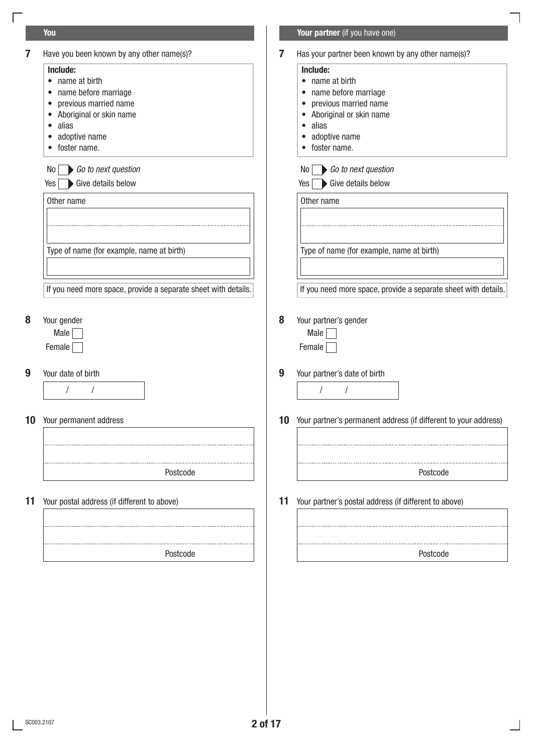## You

**7** Have you been known by any other name(s)?

**Include:**
- name at birth
- name before marriage
- previous married name
- Aboriginal or skin name
- alias
- adoptive name
- foster name.

No ☐ ▶ *Go to next question*

Yes ☐ ▶ Give details below

Other name

Type of name (for example, name at birth)

If you need more space, provide a separate sheet with details.

**8** Your gender

Male ☐

Female ☐

**9** Your date of birth

/ /

**10** Your permanent address

Postcode

**11** Your postal address (if different to above)

Postcode

## Your partner (if you have one)

**7** Has your partner been known by any other name(s)?

**Include:**
- name at birth
- name before marriage
- previous married name
- Aboriginal or skin name
- alias
- adoptive name
- foster name.

No ☐ ▶ *Go to next question*

Yes ☐ ▶ Give details below

Other name

Type of name (for example, name at birth)

If you need more space, provide a separate sheet with details.

**8** Your partner's gender

Male ☐

Female ☐

**9** Your partner's date of birth

/ /

**10** Your partner's permanent address (if different to your address)

Postcode

**11** Your partner's postal address (if different to above)

Postcode

SC003.2107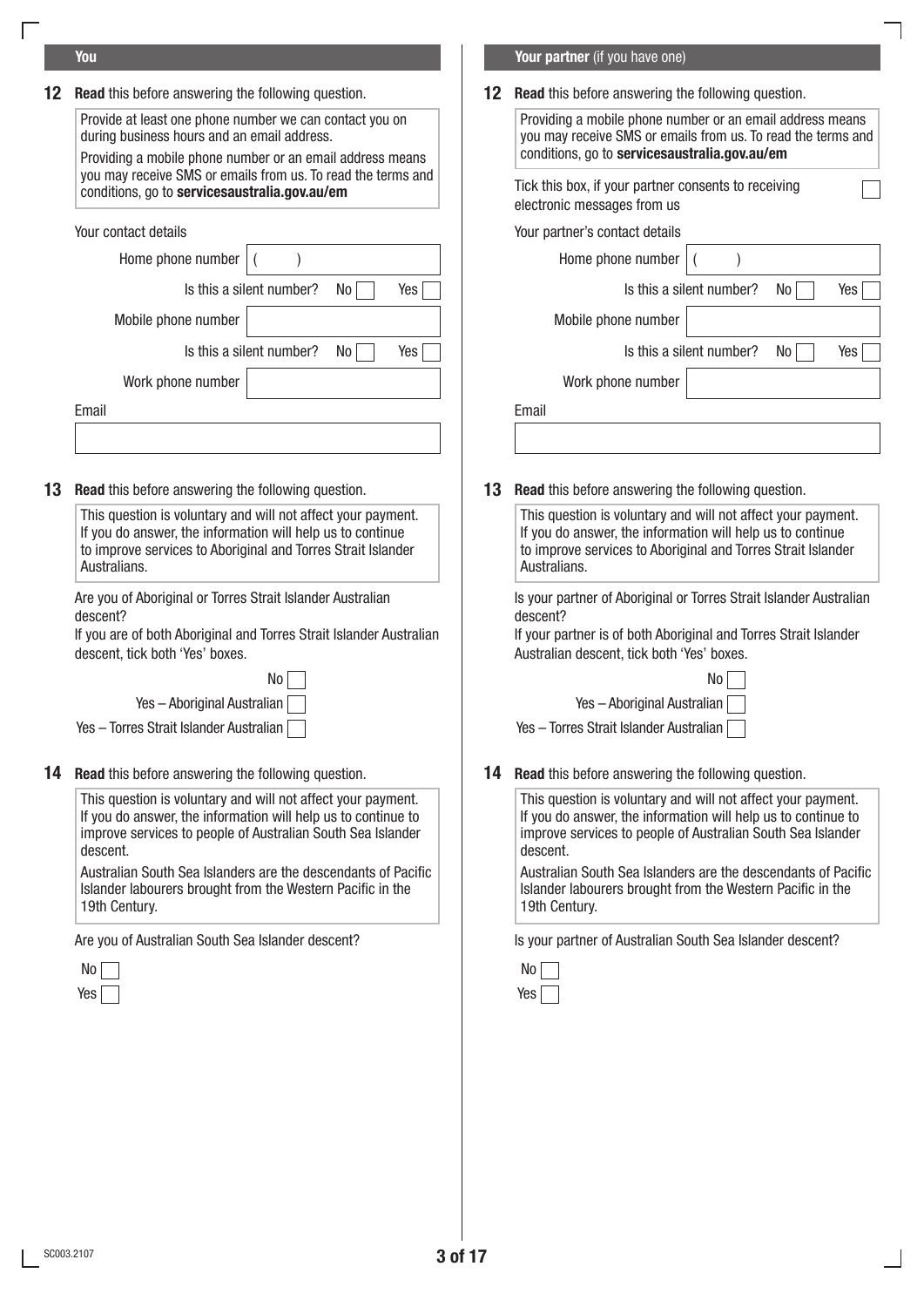## You

**12** **Read** this before answering the following question.

> Provide at least one phone number we can contact you on during business hours and an email address.
>
> Providing a mobile phone number or an email address means you may receive SMS or emails from us. To read the terms and conditions, go to **servicesaustralia.gov.au/em**

Your contact details

Home phone number ( )

Is this a silent number? No ☐ Yes ☐

Mobile phone number

Is this a silent number? No ☐ Yes ☐

Work phone number

Email

**13** **Read** this before answering the following question.

> This question is voluntary and will not affect your payment. If you do answer, the information will help us to continue to improve services to Aboriginal and Torres Strait Islander Australians.

Are you of Aboriginal or Torres Strait Islander Australian descent?

If you are of both Aboriginal and Torres Strait Islander Australian descent, tick both 'Yes' boxes.

No ☐

Yes – Aboriginal Australian ☐

Yes – Torres Strait Islander Australian ☐

**14** **Read** this before answering the following question.

> This question is voluntary and will not affect your payment. If you do answer, the information will help us to continue to improve services to people of Australian South Sea Islander descent.
>
> Australian South Sea Islanders are the descendants of Pacific Islander labourers brought from the Western Pacific in the 19th Century.

Are you of Australian South Sea Islander descent?

No ☐

Yes ☐

## Your partner (if you have one)

**12** **Read** this before answering the following question.

> Providing a mobile phone number or an email address means you may receive SMS or emails from us. To read the terms and conditions, go to **servicesaustralia.gov.au/em**

Tick this box, if your partner consents to receiving electronic messages from us ☐

Your partner's contact details

Home phone number ( )

Is this a silent number? No ☐ Yes ☐

Mobile phone number

Is this a silent number? No ☐ Yes ☐

Work phone number

Email

**13** **Read** this before answering the following question.

> This question is voluntary and will not affect your payment. If you do answer, the information will help us to continue to improve services to Aboriginal and Torres Strait Islander Australians.

Is your partner of Aboriginal or Torres Strait Islander Australian descent?

If your partner is of both Aboriginal and Torres Strait Islander Australian descent, tick both 'Yes' boxes.

No ☐

Yes – Aboriginal Australian ☐

Yes – Torres Strait Islander Australian ☐

**14** **Read** this before answering the following question.

> This question is voluntary and will not affect your payment. If you do answer, the information will help us to continue to improve services to people of Australian South Sea Islander descent.
>
> Australian South Sea Islanders are the descendants of Pacific Islander labourers brought from the Western Pacific in the 19th Century.

Is your partner of Australian South Sea Islander descent?

No ☐

Yes ☐

SC003.2107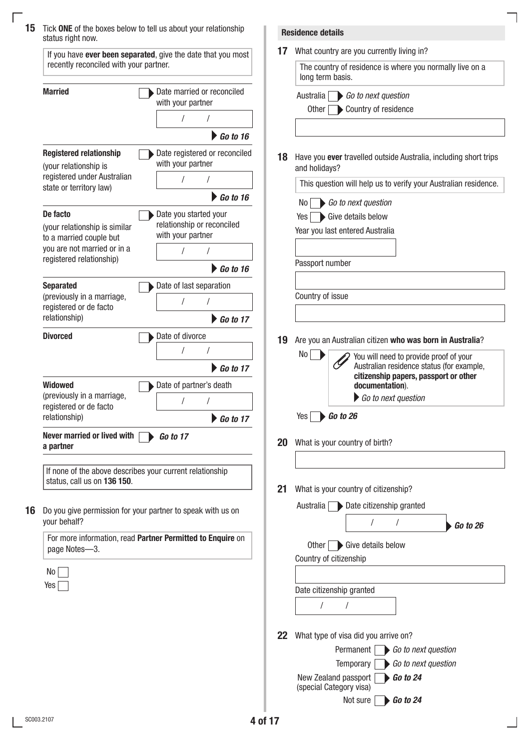**15** Tick **ONE** of the boxes below to tell us about your relationship status right now.

> If you have **ever been separated**, give the date that you most recently reconciled with your partner.

**Married** — Date married or reconciled with your partner

/ /

*Go to 16*

**Registered relationship** (your relationship is registered under Australian state or territory law) — Date registered or reconciled with your partner

/ /

*Go to 16*

**De facto** (your relationship is similar to a married couple but you are not married or in a registered relationship) — Date you started your relationship or reconciled with your partner

/ /

*Go to 16*

**Separated** (previously in a marriage, registered or de facto relationship) — Date of last separation

/ /

*Go to 17*

**Divorced** — Date of divorce

/ /

*Go to 17*

**Widowed** (previously in a marriage, registered or de facto relationship) — Date of partner's death

/ /

*Go to 17*

**Never married or lived with a partner** — *Go to 17*

> If none of the above describes your current relationship status, call us on **136 150**.

**16** Do you give permission for your partner to speak with us on your behalf?

> For more information, read **Partner Permitted to Enquire** on page Notes—3.

No

Yes

### Residence details

**17** What country are you currently living in?

> The country of residence is where you normally live on a long term basis.

Australia — *Go to next question*

Other — Country of residence

**18** Have you **ever** travelled outside Australia, including short trips and holidays?

> This question will help us to verify your Australian residence.

No — *Go to next question*

Yes — Give details below

Year you last entered Australia

Passport number

Country of issue

**19** Are you an Australian citizen **who was born in Australia**?

No — You will need to provide proof of your Australian residence status (for example, **citizenship papers, passport or other documentation**). *Go to next question*

Yes — ***Go to 26***

**20** What is your country of birth?

**21** What is your country of citizenship?

Australia — Date citizenship granted / / ***Go to 26***

Other — Give details below

Country of citizenship

Date citizenship granted

/ /

**22** What type of visa did you arrive on?

Permanent — *Go to next question*

Temporary — *Go to next question*

New Zealand passport (special Category visa) — ***Go to 24***

Not sure — ***Go to 24***

SC003.2107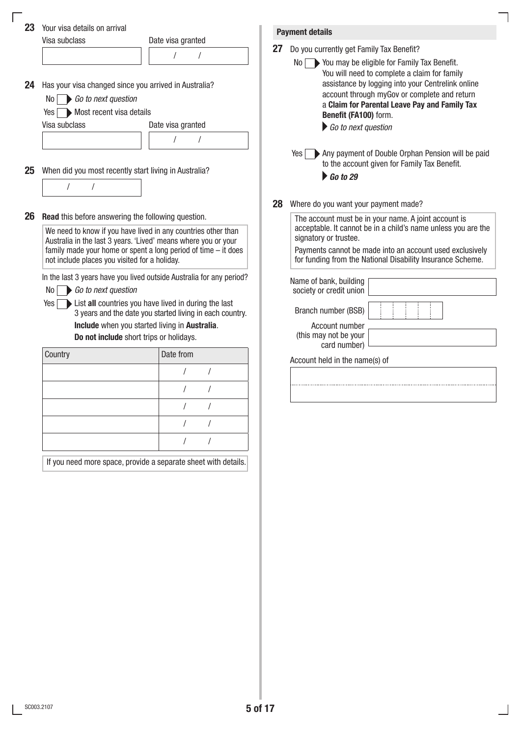**23** Your visa details on arrival

| Visa subclass | Date visa granted |
|---|---|
| | / / |

**24** Has your visa changed since you arrived in Australia?

No ☐ ▶ *Go to next question*

Yes ☐ ▶ Most recent visa details

| Visa subclass | Date visa granted |
|---|---|
| | / / |

**25** When did you most recently start living in Australia?

/ /

**26** **Read** this before answering the following question.

We need to know if you have lived in any countries other than Australia in the last 3 years. 'Lived' means where you or your family made your home or spent a long period of time – it does not include places you visited for a holiday.

In the last 3 years have you lived outside Australia for any period?

No ☐ ▶ *Go to next question*

Yes ☐ ▶ List **all** countries you have lived in during the last 3 years and the date you started living in each country.
**Include** when you started living in **Australia**.
**Do not include** short trips or holidays.

| Country | Date from |
|---|---|
| | / / |
| | / / |
| | / / |
| | / / |
| | / / |

If you need more space, provide a separate sheet with details.

## Payment details

**27** Do you currently get Family Tax Benefit?

No ☐ ▶ You may be eligible for Family Tax Benefit. You will need to complete a claim for family assistance by logging into your Centrelink online account through myGov or complete and return a **Claim for Parental Leave Pay and Family Tax Benefit (FA100)** form.
▶ *Go to next question*

Yes ☐ ▶ Any payment of Double Orphan Pension will be paid to the account given for Family Tax Benefit.
▶ ***Go to 29***

**28** Where do you want your payment made?

The account must be in your name. A joint account is acceptable. It cannot be in a child's name unless you are the signatory or trustee.

Payments cannot be made into an account used exclusively for funding from the National Disability Insurance Scheme.

Name of bank, building society or credit union

Branch number (BSB)

Account number (this may not be your card number)

Account held in the name(s) of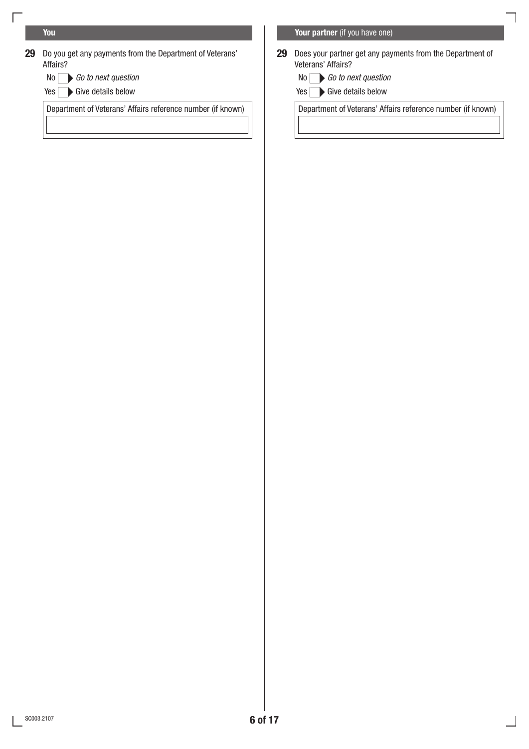## You

**29** Do you get any payments from the Department of Veterans' Affairs?

- No ☐ ▶ *Go to next question*
- Yes ☐ ▶ Give details below

Department of Veterans' Affairs reference number (if known)

## Your partner (if you have one)

**29** Does your partner get any payments from the Department of Veterans' Affairs?

- No ☐ ▶ *Go to next question*
- Yes ☐ ▶ Give details below

Department of Veterans' Affairs reference number (if known)

SC003.2107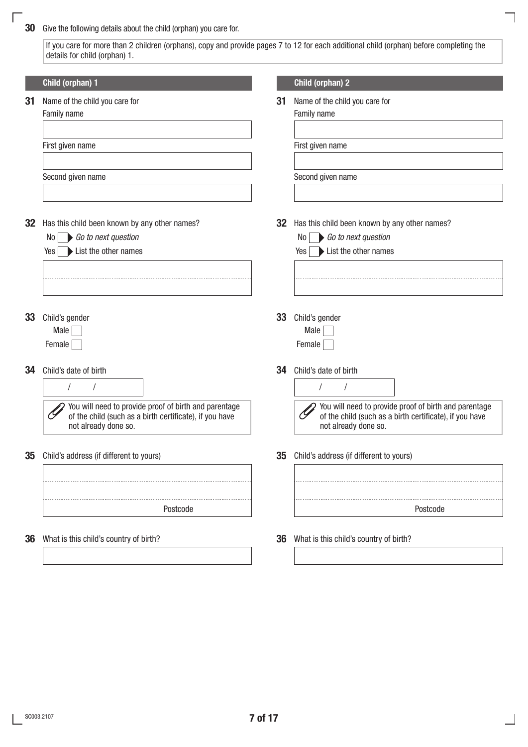**30** Give the following details about the child (orphan) you care for.

If you care for more than 2 children (orphans), copy and provide pages 7 to 12 for each additional child (orphan) before completing the details for child (orphan) 1.

## Child (orphan) 1

**31** Name of the child you care for

Family name

First given name

Second given name

**32** Has this child been known by any other names?

No ☐ *Go to next question*

Yes ☐ List the other names

**33** Child's gender

Male ☐

Female ☐

**34** Child's date of birth

/ /

You will need to provide proof of birth and parentage of the child (such as a birth certificate), if you have not already done so.

**35** Child's address (if different to yours)

Postcode

**36** What is this child's country of birth?

## Child (orphan) 2

**31** Name of the child you care for

Family name

First given name

Second given name

**32** Has this child been known by any other names?

No ☐ *Go to next question*

Yes ☐ List the other names

**33** Child's gender

Male ☐

Female ☐

**34** Child's date of birth

/ /

You will need to provide proof of birth and parentage of the child (such as a birth certificate), if you have not already done so.

**35** Child's address (if different to yours)

Postcode

**36** What is this child's country of birth?

SC003.2107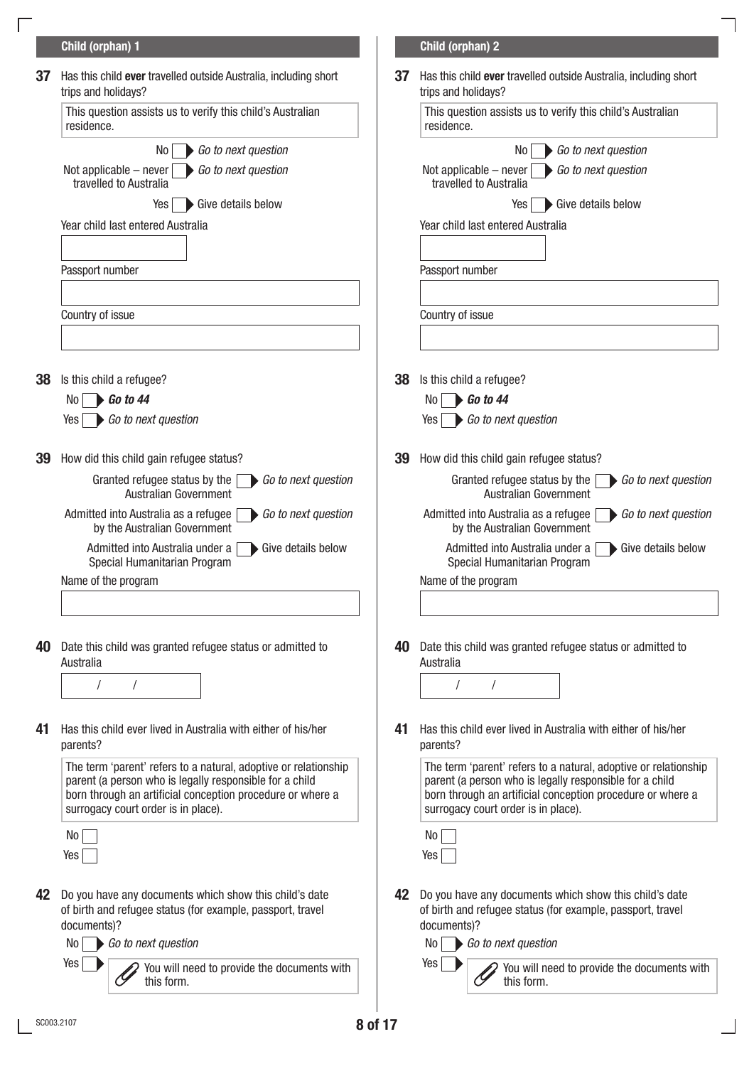## Child (orphan) 1

**37** Has this child **ever** travelled outside Australia, including short trips and holidays?

This question assists us to verify this child's Australian residence.

- No ☐ *Go to next question*
- Not applicable – never travelled to Australia ☐ *Go to next question*
- Yes ☐ Give details below

Year child last entered Australia

Passport number

Country of issue

**38** Is this child a refugee?

- No ☐ ***Go to 44***
- Yes ☐ *Go to next question*

**39** How did this child gain refugee status?

- Granted refugee status by the Australian Government ☐ *Go to next question*
- Admitted into Australia as a refugee by the Australian Government ☐ *Go to next question*
- Admitted into Australia under a Special Humanitarian Program ☐ Give details below

Name of the program

**40** Date this child was granted refugee status or admitted to Australia

/ /

**41** Has this child ever lived in Australia with either of his/her parents?

The term 'parent' refers to a natural, adoptive or relationship parent (a person who is legally responsible for a child born through an artificial conception procedure or where a surrogacy court order is in place).

- No ☐
- Yes ☐

**42** Do you have any documents which show this child's date of birth and refugee status (for example, passport, travel documents)?

- No ☐ *Go to next question*
- Yes ☐ You will need to provide the documents with this form.

## Child (orphan) 2

**37** Has this child **ever** travelled outside Australia, including short trips and holidays?

This question assists us to verify this child's Australian residence.

- No ☐ *Go to next question*
- Not applicable – never travelled to Australia ☐ *Go to next question*
- Yes ☐ Give details below

Year child last entered Australia

Passport number

Country of issue

**38** Is this child a refugee?

- No ☐ ***Go to 44***
- Yes ☐ *Go to next question*

**39** How did this child gain refugee status?

- Granted refugee status by the Australian Government ☐ *Go to next question*
- Admitted into Australia as a refugee by the Australian Government ☐ *Go to next question*
- Admitted into Australia under a Special Humanitarian Program ☐ Give details below

Name of the program

**40** Date this child was granted refugee status or admitted to Australia

/ /

**41** Has this child ever lived in Australia with either of his/her parents?

The term 'parent' refers to a natural, adoptive or relationship parent (a person who is legally responsible for a child born through an artificial conception procedure or where a surrogacy court order is in place).

- No ☐
- Yes ☐

**42** Do you have any documents which show this child's date of birth and refugee status (for example, passport, travel documents)?

- No ☐ *Go to next question*
- Yes ☐ You will need to provide the documents with this form.

SC003.2107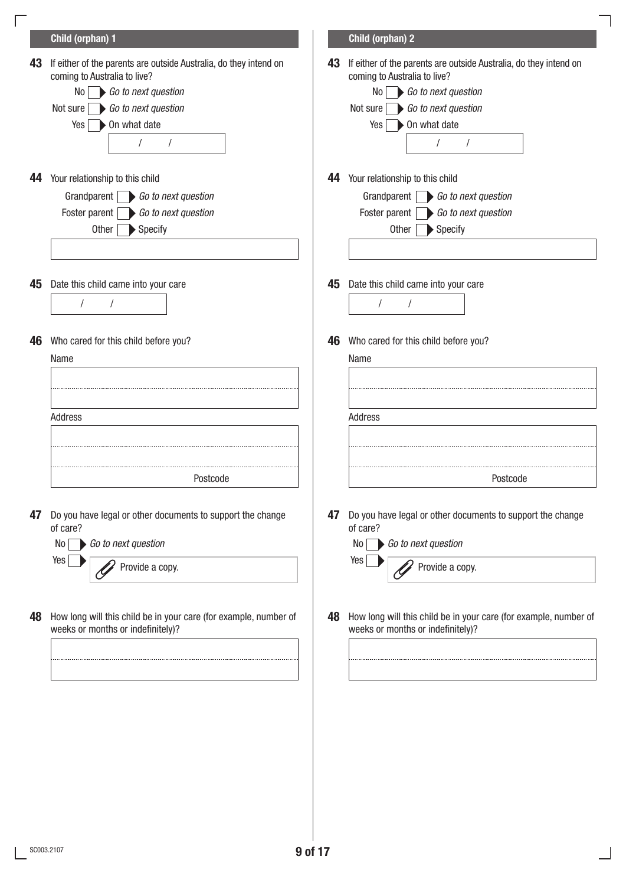## Child (orphan) 1

**43** If either of the parents are outside Australia, do they intend on coming to Australia to live?

- No ☐ *Go to next question*
- Not sure ☐ *Go to next question*
- Yes ☐ On what date

  / /

**44** Your relationship to this child

- Grandparent ☐ *Go to next question*
- Foster parent ☐ *Go to next question*
- Other ☐ Specify

**45** Date this child came into your care

/ /

**46** Who cared for this child before you?

Name

Address

Postcode

**47** Do you have legal or other documents to support the change of care?

- No ☐ *Go to next question*
- Yes ☐ Provide a copy.

**48** How long will this child be in your care (for example, number of weeks or months or indefinitely)?

## Child (orphan) 2

**43** If either of the parents are outside Australia, do they intend on coming to Australia to live?

- No ☐ *Go to next question*
- Not sure ☐ *Go to next question*
- Yes ☐ On what date

  / /

**44** Your relationship to this child

- Grandparent ☐ *Go to next question*
- Foster parent ☐ *Go to next question*
- Other ☐ Specify

**45** Date this child came into your care

/ /

**46** Who cared for this child before you?

Name

Address

Postcode

**47** Do you have legal or other documents to support the change of care?

- No ☐ *Go to next question*
- Yes ☐ Provide a copy.

**48** How long will this child be in your care (for example, number of weeks or months or indefinitely)?

SC003.2107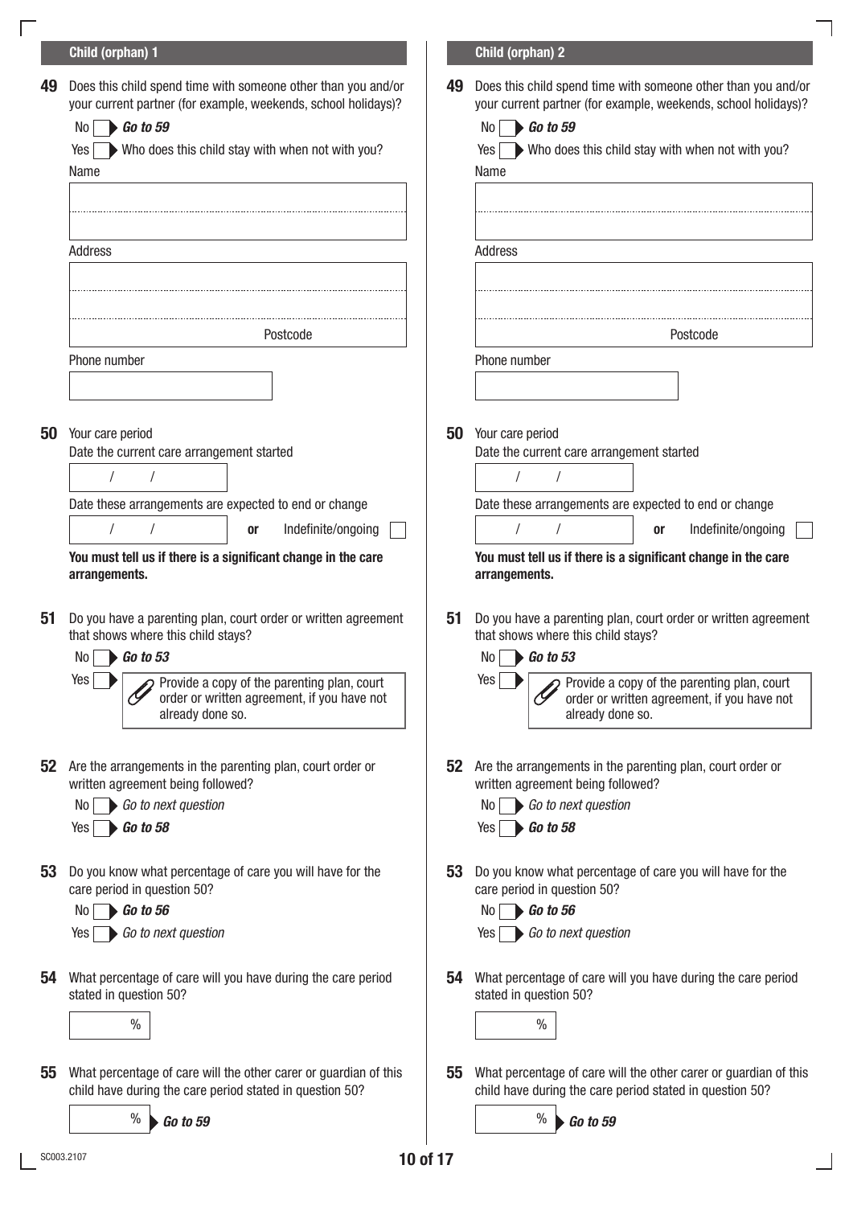## Child (orphan) 1

**49** Does this child spend time with someone other than you and/or your current partner (for example, weekends, school holidays)?

No ☐ ▶ ***Go to 59***

Yes ☐ ▶ Who does this child stay with when not with you?

Name

Address

Postcode

Phone number

**50** Your care period

Date the current care arrangement started

/ /

Date these arrangements are expected to end or change

/ / **or** Indefinite/ongoing ☐

**You must tell us if there is a significant change in the care arrangements.**

**51** Do you have a parenting plan, court order or written agreement that shows where this child stays?

No ☐ ▶ ***Go to 53***

Yes ☐ ▶ Provide a copy of the parenting plan, court order or written agreement, if you have not already done so.

**52** Are the arrangements in the parenting plan, court order or written agreement being followed?

No ☐ ▶ *Go to next question*

Yes ☐ ▶ ***Go to 58***

**53** Do you know what percentage of care you will have for the care period in question 50?

No ☐ ▶ ***Go to 56***

Yes ☐ ▶ *Go to next question*

**54** What percentage of care will you have during the care period stated in question 50?

%

**55** What percentage of care will the other carer or guardian of this child have during the care period stated in question 50?

% ▶ ***Go to 59***

## Child (orphan) 2

**49** Does this child spend time with someone other than you and/or your current partner (for example, weekends, school holidays)?

No ☐ ▶ ***Go to 59***

Yes ☐ ▶ Who does this child stay with when not with you?

Name

Address

Postcode

Phone number

**50** Your care period

Date the current care arrangement started

/ /

Date these arrangements are expected to end or change

/ / **or** Indefinite/ongoing ☐

**You must tell us if there is a significant change in the care arrangements.**

**51** Do you have a parenting plan, court order or written agreement that shows where this child stays?

No ☐ ▶ ***Go to 53***

Yes ☐ ▶ Provide a copy of the parenting plan, court order or written agreement, if you have not already done so.

**52** Are the arrangements in the parenting plan, court order or written agreement being followed?

No ☐ ▶ *Go to next question*

Yes ☐ ▶ ***Go to 58***

**53** Do you know what percentage of care you will have for the care period in question 50?

No ☐ ▶ ***Go to 56***

Yes ☐ ▶ *Go to next question*

**54** What percentage of care will you have during the care period stated in question 50?

%

**55** What percentage of care will the other carer or guardian of this child have during the care period stated in question 50?

% ▶ ***Go to 59***

SC003.2107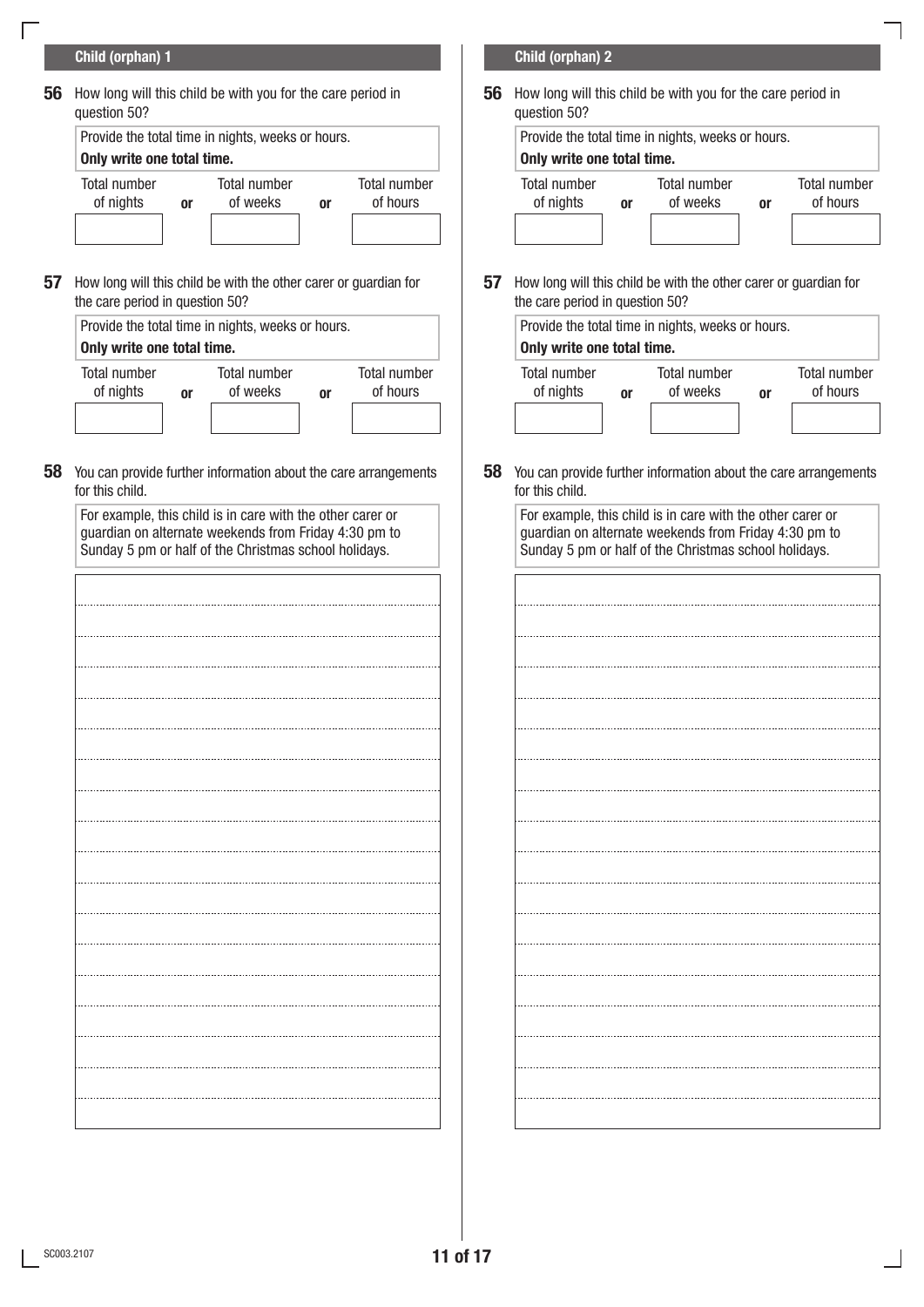## Child (orphan) 1

**56** How long will this child be with you for the care period in question 50?

Provide the total time in nights, weeks or hours.
**Only write one total time.**

| Total number of nights | | Total number of weeks | | Total number of hours |
|---|---|---|---|---|
| | **or** | | **or** | |

**57** How long will this child be with the other carer or guardian for the care period in question 50?

Provide the total time in nights, weeks or hours.
**Only write one total time.**

| Total number of nights | | Total number of weeks | | Total number of hours |
|---|---|---|---|---|
| | **or** | | **or** | |

**58** You can provide further information about the care arrangements for this child.

For example, this child is in care with the other carer or guardian on alternate weekends from Friday 4:30 pm to Sunday 5 pm or half of the Christmas school holidays.

## Child (orphan) 2

**56** How long will this child be with you for the care period in question 50?

Provide the total time in nights, weeks or hours.
**Only write one total time.**

| Total number of nights | | Total number of weeks | | Total number of hours |
|---|---|---|---|---|
| | **or** | | **or** | |

**57** How long will this child be with the other carer or guardian for the care period in question 50?

Provide the total time in nights, weeks or hours.
**Only write one total time.**

| Total number of nights | | Total number of weeks | | Total number of hours |
|---|---|---|---|---|
| | **or** | | **or** | |

**58** You can provide further information about the care arrangements for this child.

For example, this child is in care with the other carer or guardian on alternate weekends from Friday 4:30 pm to Sunday 5 pm or half of the Christmas school holidays.

SC003.2107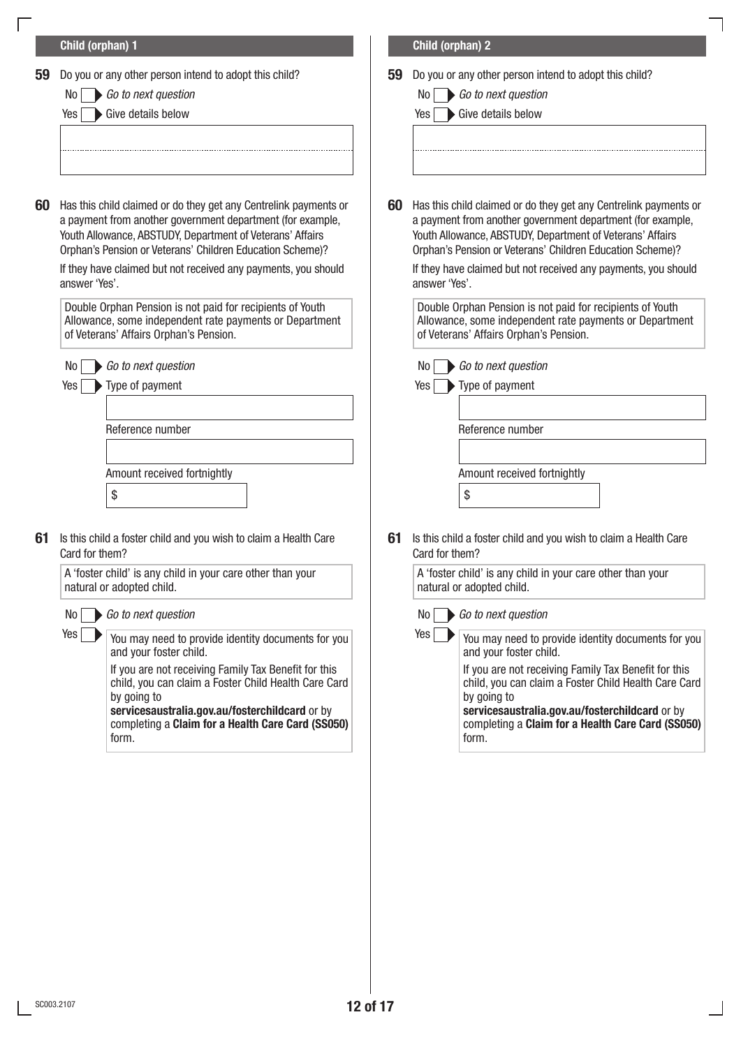## Child (orphan) 1

**59** Do you or any other person intend to adopt this child?

No ☐ *Go to next question*

Yes ☐ Give details below

**60** Has this child claimed or do they get any Centrelink payments or a payment from another government department (for example, Youth Allowance, ABSTUDY, Department of Veterans' Affairs Orphan's Pension or Veterans' Children Education Scheme)?

If they have claimed but not received any payments, you should answer 'Yes'.

Double Orphan Pension is not paid for recipients of Youth Allowance, some independent rate payments or Department of Veterans' Affairs Orphan's Pension.

No ☐ *Go to next question*

Yes ☐ Type of payment

Reference number

Amount received fortnightly

$

**61** Is this child a foster child and you wish to claim a Health Care Card for them?

A 'foster child' is any child in your care other than your natural or adopted child.

No ☐ *Go to next question*

Yes ☐ You may need to provide identity documents for you and your foster child.

If you are not receiving Family Tax Benefit for this child, you can claim a Foster Child Health Care Card by going to **servicesaustralia.gov.au/fosterchildcard** or by completing a **Claim for a Health Care Card (SS050)** form.

## Child (orphan) 2

**59** Do you or any other person intend to adopt this child?

No ☐ *Go to next question*

Yes ☐ Give details below

**60** Has this child claimed or do they get any Centrelink payments or a payment from another government department (for example, Youth Allowance, ABSTUDY, Department of Veterans' Affairs Orphan's Pension or Veterans' Children Education Scheme)?

If they have claimed but not received any payments, you should answer 'Yes'.

Double Orphan Pension is not paid for recipients of Youth Allowance, some independent rate payments or Department of Veterans' Affairs Orphan's Pension.

No ☐ *Go to next question*

Yes ☐ Type of payment

Reference number

Amount received fortnightly

$

**61** Is this child a foster child and you wish to claim a Health Care Card for them?

A 'foster child' is any child in your care other than your natural or adopted child.

No ☐ *Go to next question*

Yes ☐ You may need to provide identity documents for you and your foster child.

If you are not receiving Family Tax Benefit for this child, you can claim a Foster Child Health Care Card by going to **servicesaustralia.gov.au/fosterchildcard** or by completing a **Claim for a Health Care Card (SS050)** form.

SC003.2107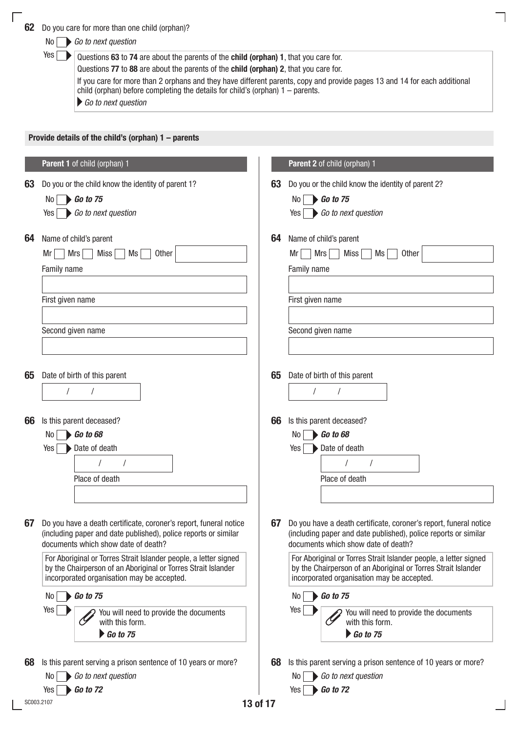**62** Do you care for more than one child (orphan)?

No ☐ ▶ *Go to next question*

Yes ☐ ▶ Questions **63** to **74** are about the parents of the **child (orphan) 1**, that you care for.
Questions **77** to **88** are about the parents of the **child (orphan) 2**, that you care for.
If you care for more than 2 orphans and they have different parents, copy and provide pages 13 and 14 for each additional child (orphan) before completing the details for child's (orphan) 1 – parents.
▶ *Go to next question*

## Provide details of the child's (orphan) 1 – parents

### Parent 1 of child (orphan) 1

**63** Do you or the child know the identity of parent 1?

No ☐ ▶ ***Go to 75***

Yes ☐ ▶ *Go to next question*

**64** Name of child's parent

Mr ☐ Mrs ☐ Miss ☐ Ms ☐ Other ______

Family name

______

First given name

______

Second given name

______

**65** Date of birth of this parent

/ /

**66** Is this parent deceased?

No ☐ ▶ ***Go to 68***

Yes ☐ ▶ Date of death

/ /

Place of death

______

**67** Do you have a death certificate, coroner's report, funeral notice (including paper and date published), police reports or similar documents which show date of death?

For Aboriginal or Torres Strait Islander people, a letter signed by the Chairperson of an Aboriginal or Torres Strait Islander incorporated organisation may be accepted.

No ☐ ▶ ***Go to 75***

Yes ☐ ▶ You will need to provide the documents with this form.
▶ ***Go to 75***

**68** Is this parent serving a prison sentence of 10 years or more?

No ☐ ▶ *Go to next question*

Yes ☐ ▶ ***Go to 72***

### Parent 2 of child (orphan) 1

**63** Do you or the child know the identity of parent 2?

No ☐ ▶ ***Go to 75***

Yes ☐ ▶ *Go to next question*

**64** Name of child's parent

Mr ☐ Mrs ☐ Miss ☐ Ms ☐ Other ______

Family name

______

First given name

______

Second given name

______

**65** Date of birth of this parent

/ /

**66** Is this parent deceased?

No ☐ ▶ ***Go to 68***

Yes ☐ ▶ Date of death

/ /

Place of death

______

**67** Do you have a death certificate, coroner's report, funeral notice (including paper and date published), police reports or similar documents which show date of death?

For Aboriginal or Torres Strait Islander people, a letter signed by the Chairperson of an Aboriginal or Torres Strait Islander incorporated organisation may be accepted.

No ☐ ▶ ***Go to 75***

Yes ☐ ▶ You will need to provide the documents with this form.
▶ ***Go to 75***

**68** Is this parent serving a prison sentence of 10 years or more?

No ☐ ▶ *Go to next question*

Yes ☐ ▶ ***Go to 72***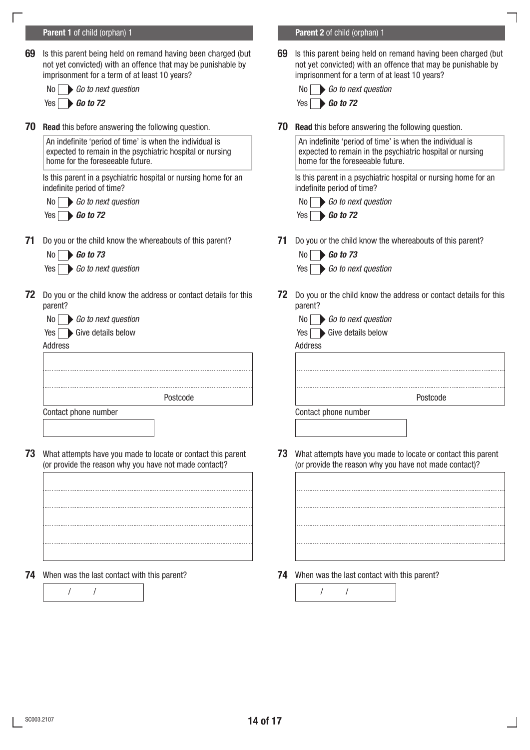## Parent 1 of child (orphan) 1

**69** Is this parent being held on remand having been charged (but not yet convicted) with an offence that may be punishable by imprisonment for a term of at least 10 years?

No ☐ *Go to next question*
Yes ☐ ***Go to 72***

**70** **Read** this before answering the following question.

An indefinite 'period of time' is when the individual is expected to remain in the psychiatric hospital or nursing home for the foreseeable future.

Is this parent in a psychiatric hospital or nursing home for an indefinite period of time?

No ☐ *Go to next question*
Yes ☐ ***Go to 72***

**71** Do you or the child know the whereabouts of this parent?

No ☐ ***Go to 73***
Yes ☐ *Go to next question*

**72** Do you or the child know the address or contact details for this parent?

No ☐ *Go to next question*
Yes ☐ Give details below

Address

Postcode

Contact phone number

**73** What attempts have you made to locate or contact this parent (or provide the reason why you have not made contact)?

**74** When was the last contact with this parent?

/ /

## Parent 2 of child (orphan) 1

**69** Is this parent being held on remand having been charged (but not yet convicted) with an offence that may be punishable by imprisonment for a term of at least 10 years?

No ☐ *Go to next question*
Yes ☐ ***Go to 72***

**70** **Read** this before answering the following question.

An indefinite 'period of time' is when the individual is expected to remain in the psychiatric hospital or nursing home for the foreseeable future.

Is this parent in a psychiatric hospital or nursing home for an indefinite period of time?

No ☐ *Go to next question*
Yes ☐ ***Go to 72***

**71** Do you or the child know the whereabouts of this parent?

No ☐ ***Go to 73***
Yes ☐ *Go to next question*

**72** Do you or the child know the address or contact details for this parent?

No ☐ *Go to next question*
Yes ☐ Give details below

Address

Postcode

Contact phone number

**73** What attempts have you made to locate or contact this parent (or provide the reason why you have not made contact)?

**74** When was the last contact with this parent?

/ /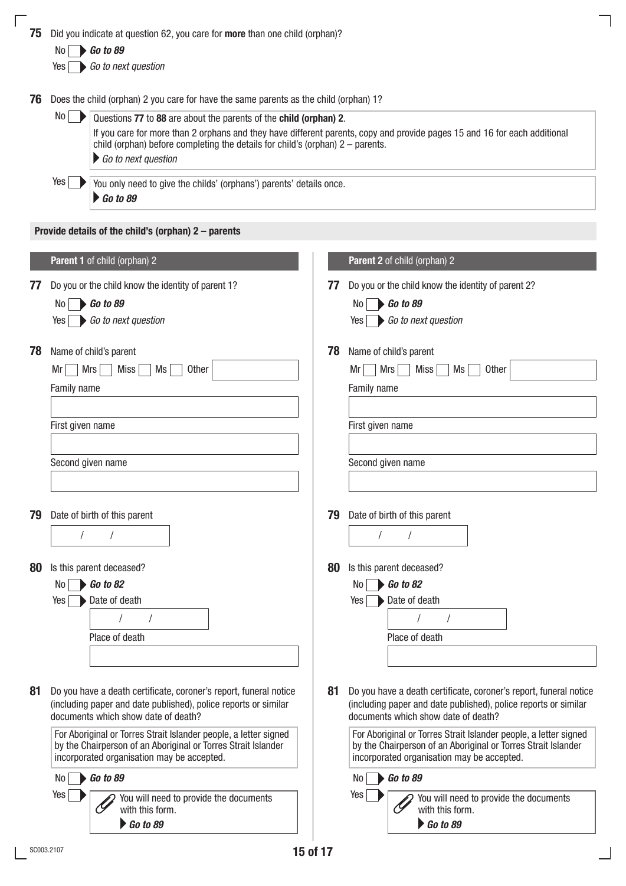**75** Did you indicate at question 62, you care for **more** than one child (orphan)?

No ☐ ▶ ***Go to 89***

Yes ☐ ▶ *Go to next question*

**76** Does the child (orphan) 2 you care for have the same parents as the child (orphan) 1?

No ☐ ▶ Questions **77** to **88** are about the parents of the **child (orphan) 2**.
If you care for more than 2 orphans and they have different parents, copy and provide pages 15 and 16 for each additional child (orphan) before completing the details for child's (orphan) 2 – parents.
▶ *Go to next question*

Yes ☐ ▶ You only need to give the childs' (orphans') parents' details once.
▶ ***Go to 89***

### Provide details of the child's (orphan) 2 – parents

#### Parent 1 of child (orphan) 2

**77** Do you or the child know the identity of parent 1?

No ☐ ▶ ***Go to 89***

Yes ☐ ▶ *Go to next question*

**78** Name of child's parent

Mr ☐ Mrs ☐ Miss ☐ Ms ☐ Other ______

Family name

First given name

Second given name

**79** Date of birth of this parent

/ /

**80** Is this parent deceased?

No ☐ ▶ ***Go to 82***

Yes ☐ ▶ Date of death

/ /

Place of death

**81** Do you have a death certificate, coroner's report, funeral notice (including paper and date published), police reports or similar documents which show date of death?

For Aboriginal or Torres Strait Islander people, a letter signed by the Chairperson of an Aboriginal or Torres Strait Islander incorporated organisation may be accepted.

No ☐ ▶ ***Go to 89***

Yes ☐ ▶ You will need to provide the documents with this form.
▶ ***Go to 89***

#### Parent 2 of child (orphan) 2

**77** Do you or the child know the identity of parent 2?

No ☐ ▶ ***Go to 89***

Yes ☐ ▶ *Go to next question*

**78** Name of child's parent

Mr ☐ Mrs ☐ Miss ☐ Ms ☐ Other ______

Family name

First given name

Second given name

**79** Date of birth of this parent

/ /

**80** Is this parent deceased?

No ☐ ▶ ***Go to 82***

Yes ☐ ▶ Date of death

/ /

Place of death

**81** Do you have a death certificate, coroner's report, funeral notice (including paper and date published), police reports or similar documents which show date of death?

For Aboriginal or Torres Strait Islander people, a letter signed by the Chairperson of an Aboriginal or Torres Strait Islander incorporated organisation may be accepted.

No ☐ ▶ ***Go to 89***

Yes ☐ ▶ You will need to provide the documents with this form.
▶ ***Go to 89***

SC003.2107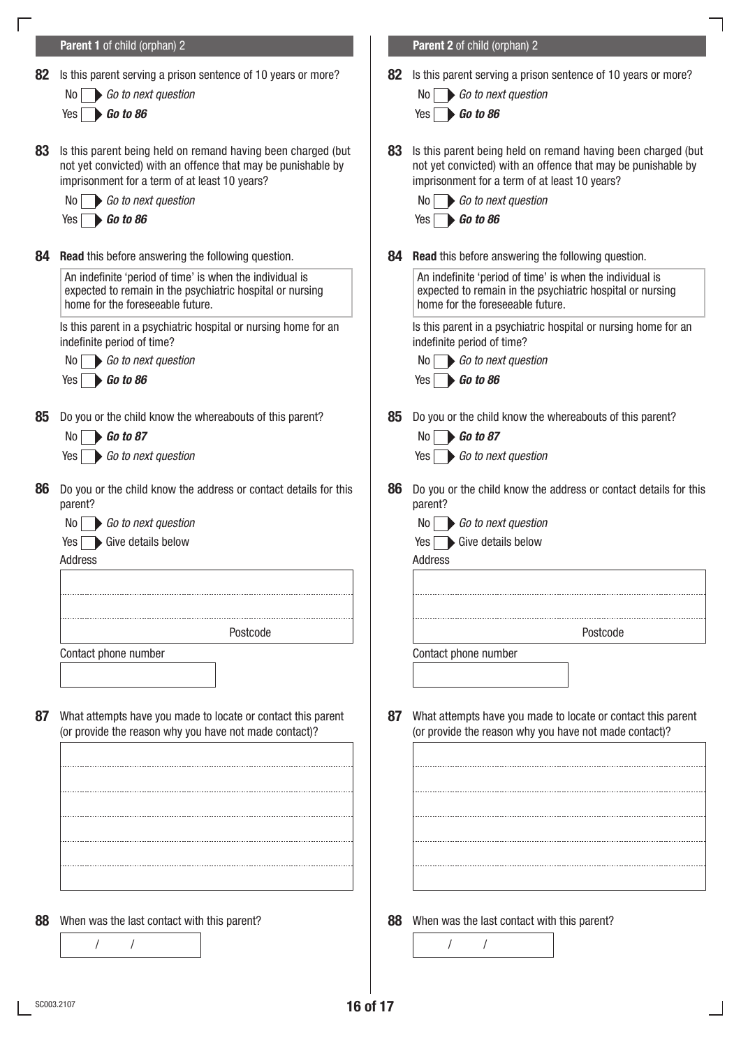## **Parent 1** of child (orphan) 2

**82** Is this parent serving a prison sentence of 10 years or more?

No ☐ *Go to next question*

Yes ☐ ***Go to 86***

**83** Is this parent being held on remand having been charged (but not yet convicted) with an offence that may be punishable by imprisonment for a term of at least 10 years?

No ☐ *Go to next question*

Yes ☐ ***Go to 86***

**84** **Read** this before answering the following question.

> An indefinite 'period of time' is when the individual is expected to remain in the psychiatric hospital or nursing home for the foreseeable future.

Is this parent in a psychiatric hospital or nursing home for an indefinite period of time?

No ☐ *Go to next question*

Yes ☐ ***Go to 86***

**85** Do you or the child know the whereabouts of this parent?

No ☐ ***Go to 87***

Yes ☐ *Go to next question*

**86** Do you or the child know the address or contact details for this parent?

No ☐ *Go to next question*

Yes ☐ Give details below

Address

Postcode

Contact phone number

**87** What attempts have you made to locate or contact this parent (or provide the reason why you have not made contact)?

**88** When was the last contact with this parent?

/ /

## **Parent 2** of child (orphan) 2

**82** Is this parent serving a prison sentence of 10 years or more?

No ☐ *Go to next question*

Yes ☐ ***Go to 86***

**83** Is this parent being held on remand having been charged (but not yet convicted) with an offence that may be punishable by imprisonment for a term of at least 10 years?

No ☐ *Go to next question*

Yes ☐ ***Go to 86***

**84** **Read** this before answering the following question.

> An indefinite 'period of time' is when the individual is expected to remain in the psychiatric hospital or nursing home for the foreseeable future.

Is this parent in a psychiatric hospital or nursing home for an indefinite period of time?

No ☐ *Go to next question*

Yes ☐ ***Go to 86***

**85** Do you or the child know the whereabouts of this parent?

No ☐ ***Go to 87***

Yes ☐ *Go to next question*

**86** Do you or the child know the address or contact details for this parent?

No ☐ *Go to next question*

Yes ☐ Give details below

Address

Postcode

Contact phone number

**87** What attempts have you made to locate or contact this parent (or provide the reason why you have not made contact)?

**88** When was the last contact with this parent?

/ /

SC003.2107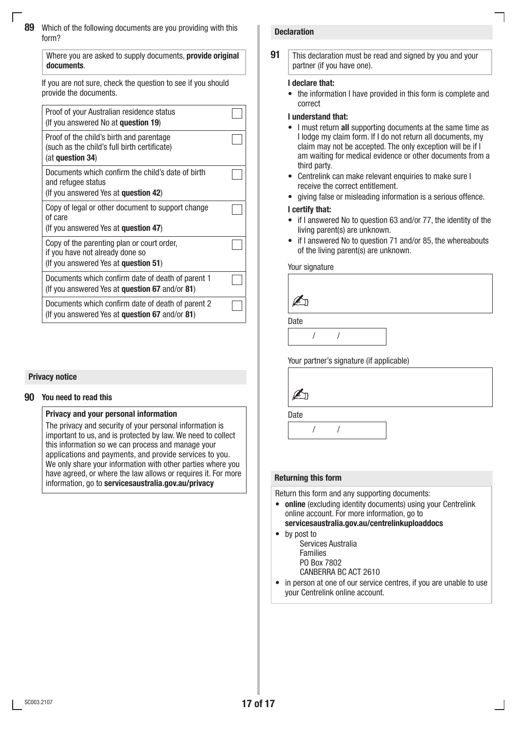**89** Which of the following documents are you providing with this form?

> Where you are asked to supply documents, **provide original documents**.

If you are not sure, check the question to see if you should provide the documents.

| | |
|---|---|
| Proof of your Australian residence status (If you answered No at **question 19**) | ☐ |
| Proof of the child's birth and parentage (such as the child's full birth certificate) (at **question 34**) | ☐ |
| Documents which confirm the child's date of birth and refugee status (If you answered Yes at **question 42**) | ☐ |
| Copy of legal or other document to support change of care (If you answered Yes at **question 47**) | ☐ |
| Copy of the parenting plan or court order, if you have not already done so (If you answered Yes at **question 51**) | ☐ |
| Documents which confirm date of death of parent 1 (If you answered Yes at **question 67** and/or **81**) | ☐ |
| Documents which confirm date of death of parent 2 (If you answered Yes at **question 67** and/or **81**) | ☐ |

## Privacy notice

**90 You need to read this**

**Privacy and your personal information**

The privacy and security of your personal information is important to us, and is protected by law. We need to collect this information so we can process and manage your applications and payments, and provide services to you. We only share your information with other parties where you have agreed, or where the law allows or requires it. For more information, go to **servicesaustralia.gov.au/privacy**

## Declaration

**91** This declaration must be read and signed by you and your partner (if you have one).

**I declare that:**

- the information I have provided in this form is complete and correct

**I understand that:**

- I must return **all** supporting documents at the same time as I lodge my claim form. If I do not return all documents, my claim may not be accepted. The only exception will be if I am waiting for medical evidence or other documents from a third party.
- Centrelink can make relevant enquiries to make sure I receive the correct entitlement.
- giving false or misleading information is a serious offence.

**I certify that:**

- if I answered No to question 63 and/or 77, the identity of the living parent(s) are unknown.
- if I answered No to question 71 and/or 85, the whereabouts of the living parent(s) are unknown.

Your signature

✍

Date

/ /

Your partner's signature (if applicable)

✍

Date

/ /

## Returning this form

Return this form and any supporting documents:

- **online** (excluding identity documents) using your Centrelink online account. For more information, go to **servicesaustralia.gov.au/centrelinkuploaddocs**
- by post to
  Services Australia
  Families
  PO Box 7802
  CANBERRA BC ACT 2610
- in person at one of our service centres, if you are unable to use your Centrelink online account.

SC003.2107